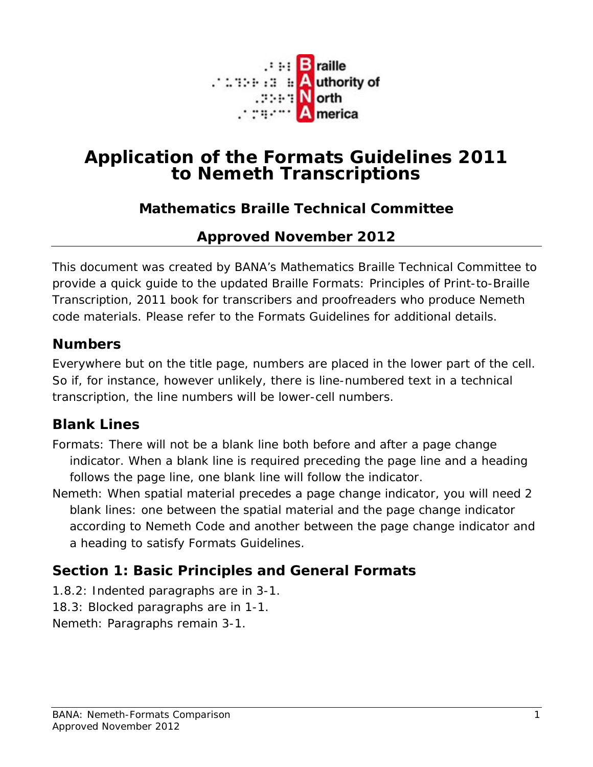Braille Authority of North America

# Application of the Formats Guidelines 2011 to Nemeth Transcriptions

### Mathematics Braille Technical Committee

### Approved November 2012

This document was created by BANA's Mathematics Braille Technical Committee to provide a quick guide to the updated Braille Formats: Principles of Print-to-Braille Transcription, 2011 book for transcribers and proofreaders who produce Nemeth code materials. Please refer to the Formats Guidelines for additional details.

## Numbers

Everywhere but on the title page, numbers are placed in the lower part of the cell. So if, for instance, however unlikely, there is line-numbered text in a technical transcription, the line numbers will be lower-cell numbers.

## Blank Lines

Formats: There will not be a blank line both before and after a page change indicator. When a blank line is required preceding the page line and a heading follows the page line, one blank line will follow the indicator.

Nemeth: When spatial material precedes a page change indicator, you will need 2 blank lines: one between the spatial material and the page change indicator according to Nemeth Code and another between the page change indicator and a heading to satisfy Formats Guidelines.

## Section 1: Basic Principles and General Formats

1.8.2: Indented paragraphs are in 3-1.
18.3: Blocked paragraphs are in 1-1.
Nemeth: Paragraphs remain 3-1.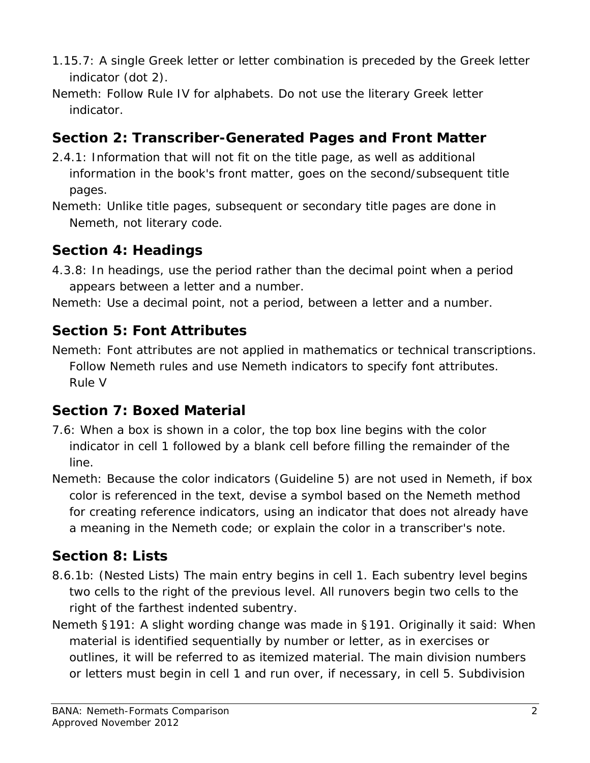1.15.7: A single Greek letter or letter combination is preceded by the Greek letter indicator (dot 2).

Nemeth: Follow Rule IV for alphabets. Do not use the literary Greek letter indicator.

## Section 2: Transcriber-Generated Pages and Front Matter

2.4.1: Information that will not fit on the title page, as well as additional information in the book's front matter, goes on the second/subsequent title pages.

Nemeth: Unlike title pages, subsequent or secondary title pages are done in Nemeth, not literary code.

## Section 4: Headings

4.3.8: In headings, use the period rather than the decimal point when a period appears between a letter and a number.

Nemeth: Use a decimal point, not a period, between a letter and a number.

## Section 5: Font Attributes

Nemeth: Font attributes are not applied in mathematics or technical transcriptions. Follow Nemeth rules and use Nemeth indicators to specify font attributes. Rule V

## Section 7: Boxed Material

7.6: When a box is shown in a color, the top box line begins with the color indicator in cell 1 followed by a blank cell before filling the remainder of the line.

Nemeth: Because the color indicators (Guideline 5) are not used in Nemeth, if box color is referenced in the text, devise a symbol based on the Nemeth method for creating reference indicators, using an indicator that does not already have a meaning in the Nemeth code; or explain the color in a transcriber's note.

## Section 8: Lists

8.6.1b: (Nested Lists) The main entry begins in cell 1. Each subentry level begins two cells to the right of the previous level. All runovers begin two cells to the right of the farthest indented subentry.

Nemeth §191: A slight wording change was made in §191. Originally it said: When material is identified sequentially by number or letter, as in exercises or outlines, it will be referred to as itemized material. The main division numbers or letters must begin in cell 1 and run over, if necessary, in cell 5. Subdivision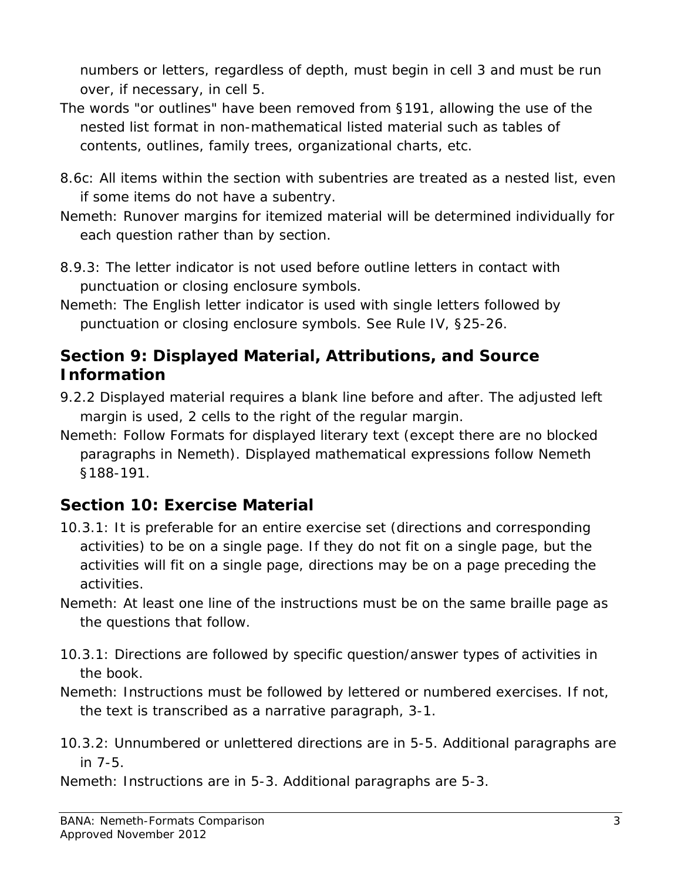numbers or letters, regardless of depth, must begin in cell 3 and must be run over, if necessary, in cell 5.

The words "or outlines" have been removed from §191, allowing the use of the nested list format in non-mathematical listed material such as tables of contents, outlines, family trees, organizational charts, etc.

8.6c: All items within the section with subentries are treated as a nested list, even if some items do not have a subentry.

Nemeth: Runover margins for itemized material will be determined individually for each question rather than by section.

8.9.3: The letter indicator is not used before outline letters in contact with punctuation or closing enclosure symbols.

Nemeth: The English letter indicator is used with single letters followed by punctuation or closing enclosure symbols. See Rule IV, §25-26.

## Section 9: Displayed Material, Attributions, and Source Information

9.2.2 Displayed material requires a blank line before and after. The adjusted left margin is used, 2 cells to the right of the regular margin.

Nemeth: Follow Formats for displayed literary text (except there are no blocked paragraphs in Nemeth). Displayed mathematical expressions follow Nemeth §188-191.

## Section 10: Exercise Material

10.3.1: It is preferable for an entire exercise set (directions and corresponding activities) to be on a single page. If they do not fit on a single page, but the activities will fit on a single page, directions may be on a page preceding the activities.

Nemeth: At least one line of the instructions must be on the same braille page as the questions that follow.

10.3.1: Directions are followed by specific question/answer types of activities in the book.

Nemeth: Instructions must be followed by lettered or numbered exercises. If not, the text is transcribed as a narrative paragraph, 3-1.

10.3.2: Unnumbered or unlettered directions are in 5-5. Additional paragraphs are in 7-5.

Nemeth: Instructions are in 5-3. Additional paragraphs are 5-3.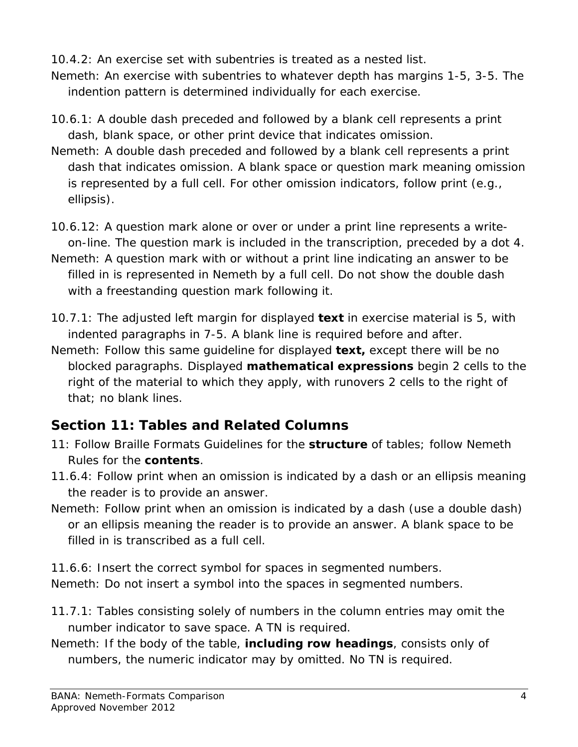10.4.2: An exercise set with subentries is treated as a nested list.

Nemeth: An exercise with subentries to whatever depth has margins 1-5, 3-5. The indention pattern is determined individually for each exercise.

10.6.1: A double dash preceded and followed by a blank cell represents a print dash, blank space, or other print device that indicates omission.

Nemeth: A double dash preceded and followed by a blank cell represents a print dash that indicates omission. A blank space or question mark meaning omission is represented by a full cell. For other omission indicators, follow print (e.g., ellipsis).

10.6.12: A question mark alone or over or under a print line represents a write-on-line. The question mark is included in the transcription, preceded by a dot 4.

Nemeth: A question mark with or without a print line indicating an answer to be filled in is represented in Nemeth by a full cell. Do not show the double dash with a freestanding question mark following it.

10.7.1: The adjusted left margin for displayed **text** in exercise material is 5, with indented paragraphs in 7-5. A blank line is required before and after.

Nemeth: Follow this same guideline for displayed **text,** except there will be no blocked paragraphs. Displayed **mathematical expressions** begin 2 cells to the right of the material to which they apply, with runovers 2 cells to the right of that; no blank lines.

## Section 11: Tables and Related Columns

11: Follow Braille Formats Guidelines for the **structure** of tables; follow Nemeth Rules for the **contents**.

11.6.4: Follow print when an omission is indicated by a dash or an ellipsis meaning the reader is to provide an answer.

Nemeth: Follow print when an omission is indicated by a dash (use a double dash) or an ellipsis meaning the reader is to provide an answer. A blank space to be filled in is transcribed as a full cell.

11.6.6: Insert the correct symbol for spaces in segmented numbers.

Nemeth: Do not insert a symbol into the spaces in segmented numbers.

11.7.1: Tables consisting solely of numbers in the column entries may omit the number indicator to save space. A TN is required.

Nemeth: If the body of the table, **including row headings**, consists only of numbers, the numeric indicator may by omitted. No TN is required.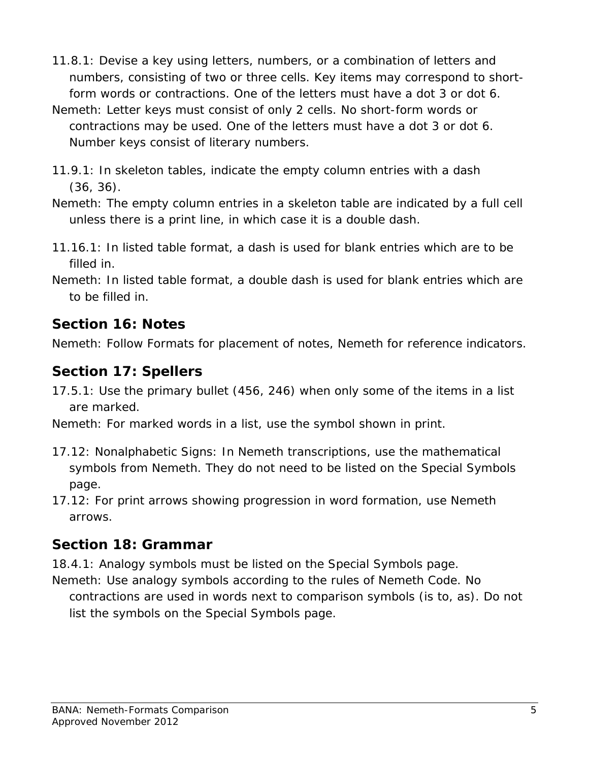11.8.1: Devise a key using letters, numbers, or a combination of letters and numbers, consisting of two or three cells. Key items may correspond to short-form words or contractions. One of the letters must have a dot 3 or dot 6.

Nemeth: Letter keys must consist of only 2 cells. No short-form words or contractions may be used. One of the letters must have a dot 3 or dot 6. Number keys consist of literary numbers.

11.9.1: In skeleton tables, indicate the empty column entries with a dash (36, 36).

Nemeth: The empty column entries in a skeleton table are indicated by a full cell unless there is a print line, in which case it is a double dash.

11.16.1: In listed table format, a dash is used for blank entries which are to be filled in.

Nemeth: In listed table format, a double dash is used for blank entries which are to be filled in.

## Section 16: Notes

Nemeth: Follow Formats for placement of notes, Nemeth for reference indicators.

## Section 17: Spellers

17.5.1: Use the primary bullet (456, 246) when only some of the items in a list are marked.

Nemeth: For marked words in a list, use the symbol shown in print.

17.12: Nonalphabetic Signs: In Nemeth transcriptions, use the mathematical symbols from Nemeth. They do not need to be listed on the Special Symbols page.

17.12: For print arrows showing progression in word formation, use Nemeth arrows.

## Section 18: Grammar

18.4.1: Analogy symbols must be listed on the Special Symbols page.

Nemeth: Use analogy symbols according to the rules of Nemeth Code. No contractions are used in words next to comparison symbols (is to, as). Do not list the symbols on the Special Symbols page.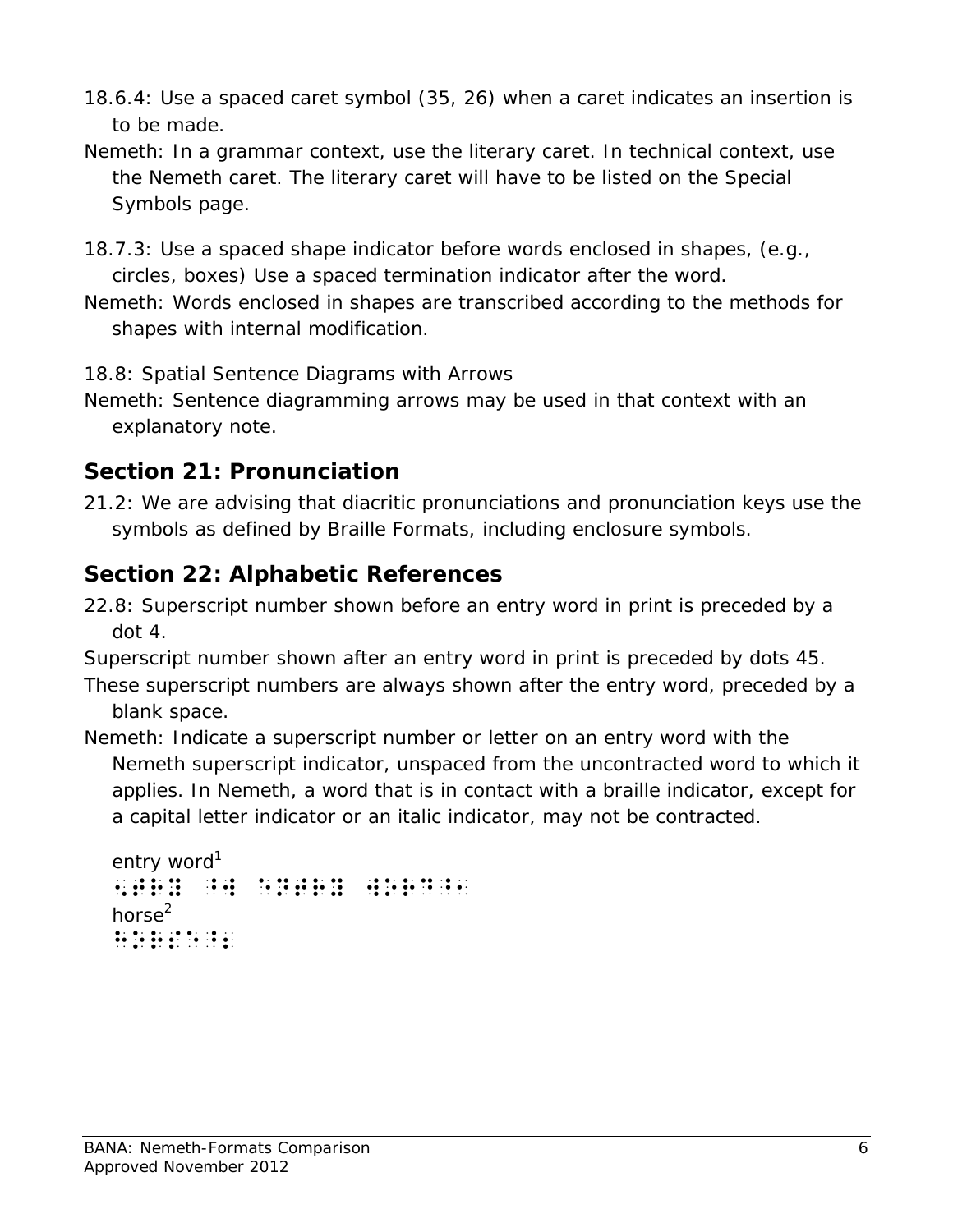18.6.4: Use a spaced caret symbol (35, 26) when a caret indicates an insertion is to be made.

Nemeth: In a grammar context, use the literary caret. In technical context, use the Nemeth caret. The literary caret will have to be listed on the Special Symbols page.

18.7.3: Use a spaced shape indicator before words enclosed in shapes, (e.g., circles, boxes) Use a spaced termination indicator after the word.

Nemeth: Words enclosed in shapes are transcribed according to the methods for shapes with internal modification.

18.8: Spatial Sentence Diagrams with Arrows

Nemeth: Sentence diagramming arrows may be used in that context with an explanatory note.

## Section 21: Pronunciation

21.2: We are advising that diacritic pronunciations and pronunciation keys use the symbols as defined by Braille Formats, including enclosure symbols.

## Section 22: Alphabetic References

22.8: Superscript number shown before an entry word in print is preceded by a dot 4.

Superscript number shown after an entry word in print is preceded by dots 45.

These superscript numbers are always shown after the entry word, preceded by a blank space.

Nemeth: Indicate a superscript number or letter on an entry word with the Nemeth superscript indicator, unspaced from the uncontracted word to which it applies. In Nemeth, a word that is in contact with a braille indicator, except for a capital letter indicator or an italic indicator, may not be contracted.

entry word[1]

⠢⠞⠗⠽ ⠸⠺ ⠑⠝⠞⠗⠽ ⠺⠕⠗⠙⠘⠂

horse[2]

⠓⠕⠗⠎⠑⠘⠆